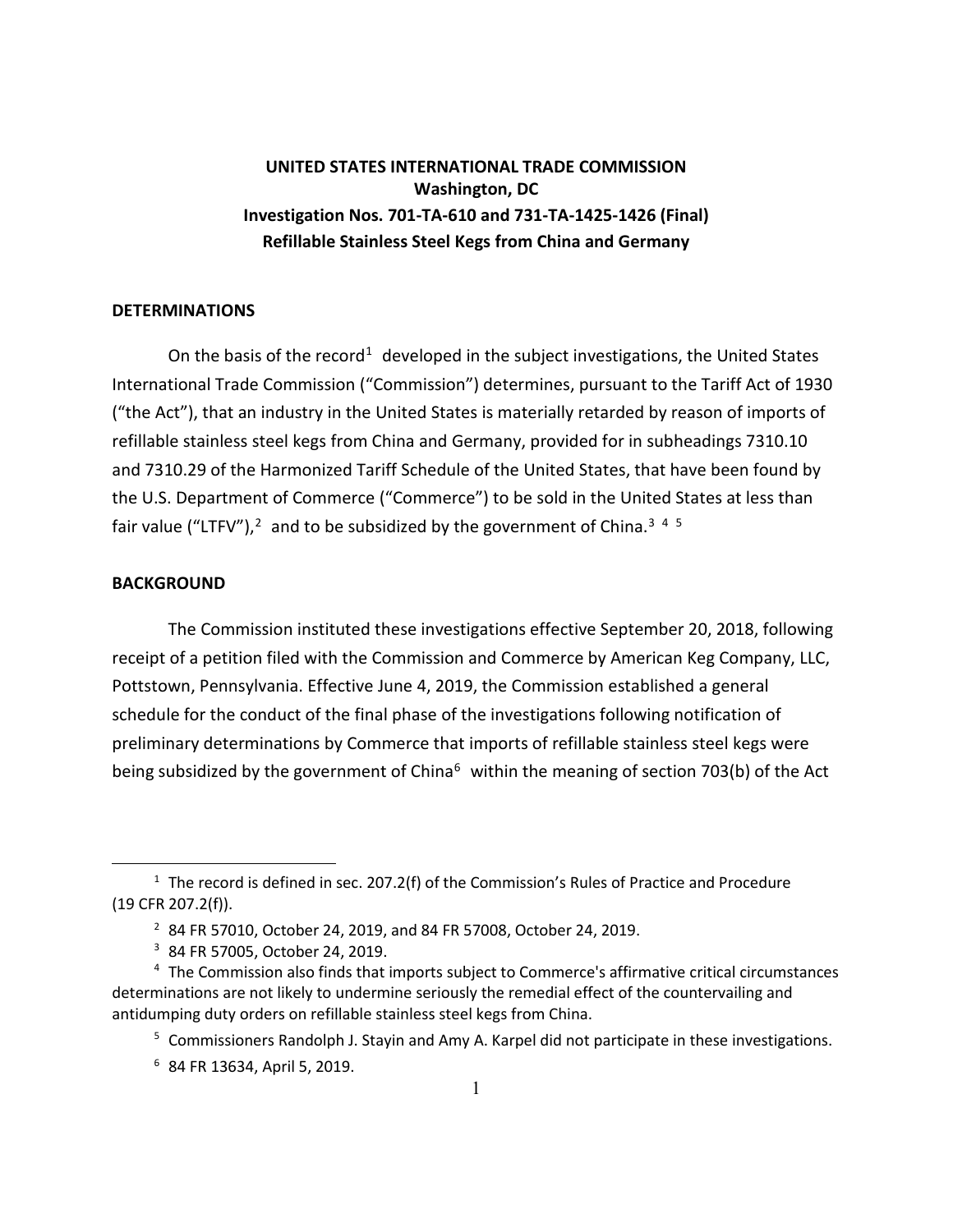**UNITED STATES INTERNATIONAL TRADE COMMISSION**
**Washington, DC**
**Investigation Nos. 701-TA-610 and 731-TA-1425-1426 (Final)**
**Refillable Stainless Steel Kegs from China and Germany**

## DETERMINATIONS

On the basis of the record[1] developed in the subject investigations, the United States International Trade Commission ("Commission") determines, pursuant to the Tariff Act of 1930 ("the Act"), that an industry in the United States is materially retarded by reason of imports of refillable stainless steel kegs from China and Germany, provided for in subheadings 7310.10 and 7310.29 of the Harmonized Tariff Schedule of the United States, that have been found by the U.S. Department of Commerce ("Commerce") to be sold in the United States at less than fair value ("LTFV"),[2] and to be subsidized by the government of China.[3] [4] [5]

## BACKGROUND

The Commission instituted these investigations effective September 20, 2018, following receipt of a petition filed with the Commission and Commerce by American Keg Company, LLC, Pottstown, Pennsylvania. Effective June 4, 2019, the Commission established a general schedule for the conduct of the final phase of the investigations following notification of preliminary determinations by Commerce that imports of refillable stainless steel kegs were being subsidized by the government of China[6] within the meaning of section 703(b) of the Act

---

[1] The record is defined in sec. 207.2(f) of the Commission's Rules of Practice and Procedure (19 CFR 207.2(f)).

[2] 84 FR 57010, October 24, 2019, and 84 FR 57008, October 24, 2019.

[3] 84 FR 57005, October 24, 2019.

[4] The Commission also finds that imports subject to Commerce's affirmative critical circumstances determinations are not likely to undermine seriously the remedial effect of the countervailing and antidumping duty orders on refillable stainless steel kegs from China.

[5] Commissioners Randolph J. Stayin and Amy A. Karpel did not participate in these investigations.

[6] 84 FR 13634, April 5, 2019.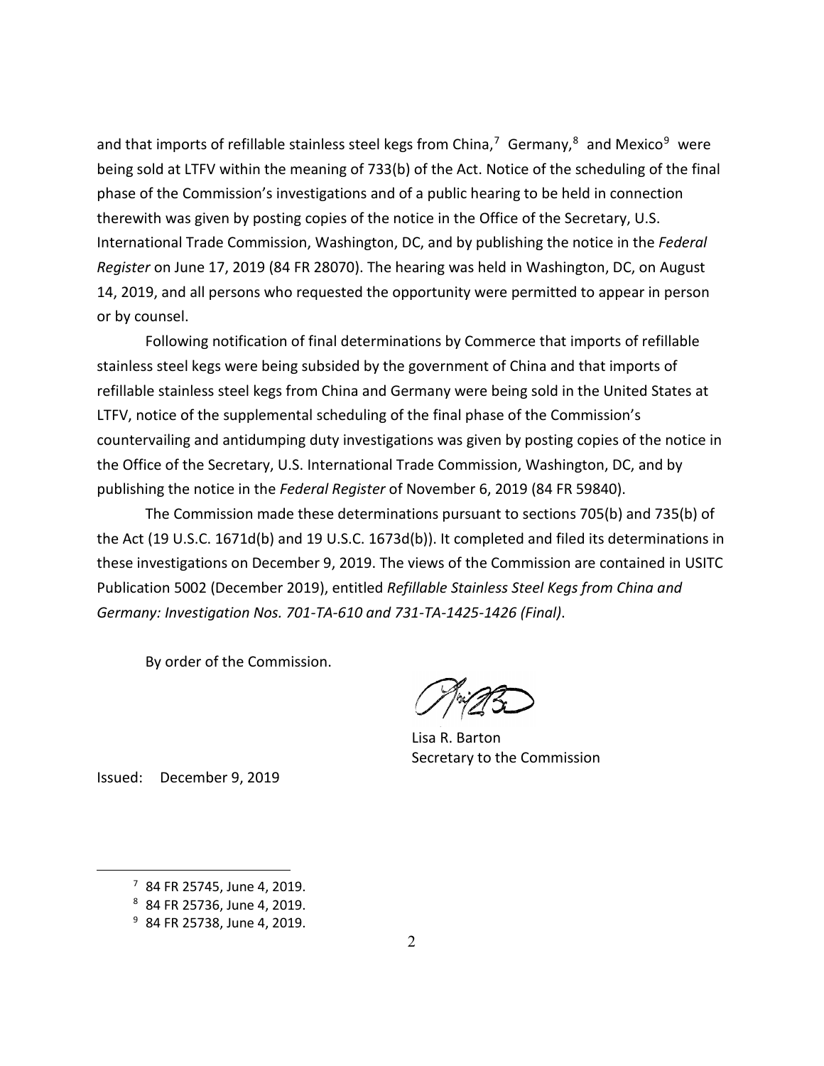and that imports of refillable stainless steel kegs from China,[7] Germany,[8] and Mexico[9] were being sold at LTFV within the meaning of 733(b) of the Act. Notice of the scheduling of the final phase of the Commission's investigations and of a public hearing to be held in connection therewith was given by posting copies of the notice in the Office of the Secretary, U.S. International Trade Commission, Washington, DC, and by publishing the notice in the *Federal Register* on June 17, 2019 (84 FR 28070). The hearing was held in Washington, DC, on August 14, 2019, and all persons who requested the opportunity were permitted to appear in person or by counsel.

Following notification of final determinations by Commerce that imports of refillable stainless steel kegs were being subsided by the government of China and that imports of refillable stainless steel kegs from China and Germany were being sold in the United States at LTFV, notice of the supplemental scheduling of the final phase of the Commission's countervailing and antidumping duty investigations was given by posting copies of the notice in the Office of the Secretary, U.S. International Trade Commission, Washington, DC, and by publishing the notice in the *Federal Register* of November 6, 2019 (84 FR 59840).

The Commission made these determinations pursuant to sections 705(b) and 735(b) of the Act (19 U.S.C. 1671d(b) and 19 U.S.C. 1673d(b)). It completed and filed its determinations in these investigations on December 9, 2019. The views of the Commission are contained in USITC Publication 5002 (December 2019), entitled *Refillable Stainless Steel Kegs from China and Germany: Investigation Nos. 701-TA-610 and 731-TA-1425-1426 (Final)*.

By order of the Commission.

Lisa R. Barton
Secretary to the Commission

Issued: December 9, 2019

[7] 84 FR 25745, June 4, 2019.

[8] 84 FR 25736, June 4, 2019.

[9] 84 FR 25738, June 4, 2019.